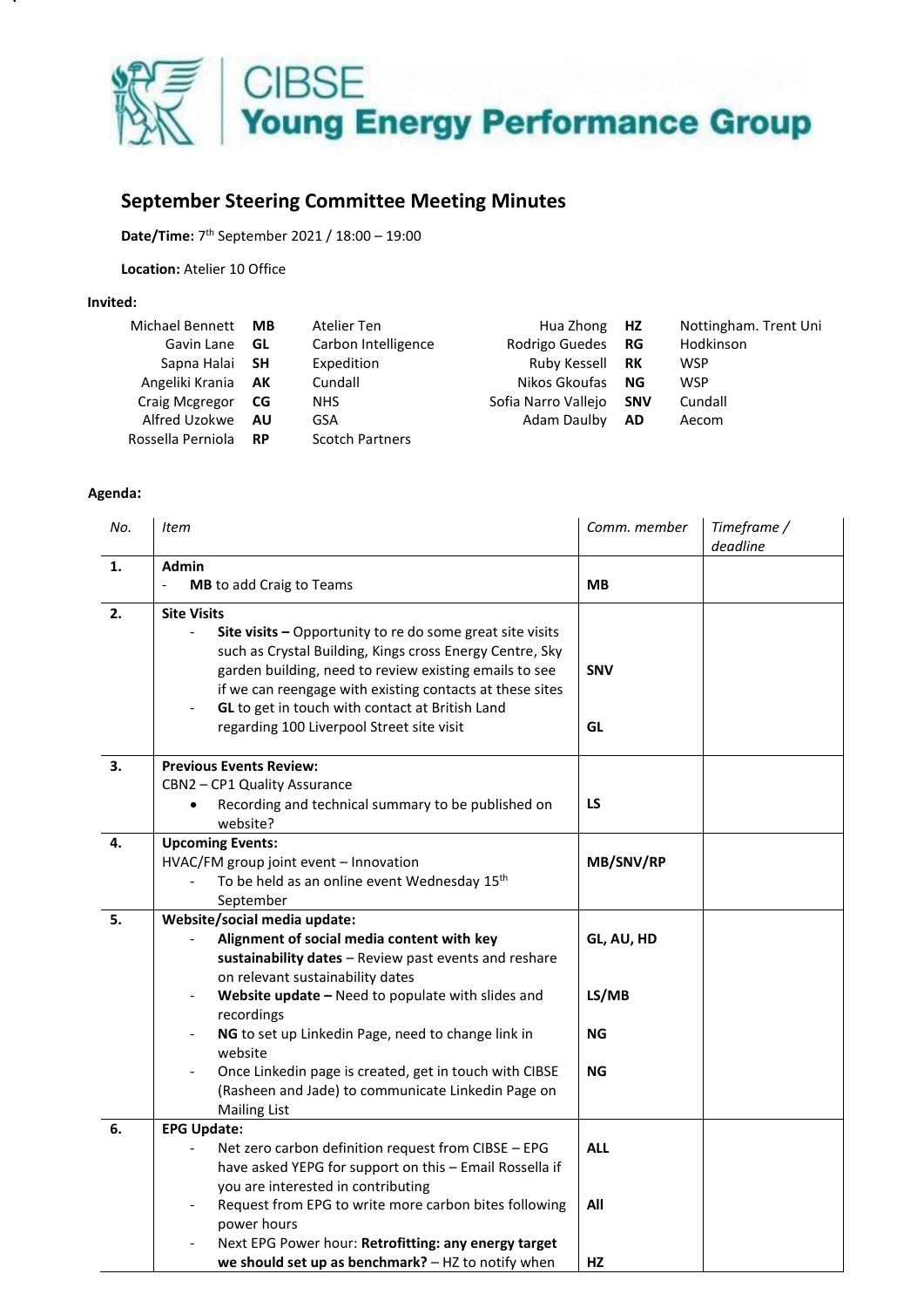CIBSE Young Energy Performance Group

## September Steering Committee Meeting Minutes

**Date/Time:** 7th September 2021 / 18:00 – 19:00

**Location:** Atelier 10 Office

**Invited:**

| Name | Initials | Organisation | Name | Initials | Organisation |
|---|---|---|---|---|---|
| Michael Bennett | **MB** | Atelier Ten | Hua Zhong | **HZ** | Nottingham. Trent Uni |
| Gavin Lane | **GL** | Carbon Intelligence | Rodrigo Guedes | **RG** | Hodkinson |
| Sapna Halai | **SH** | Expedition | Ruby Kessell | **RK** | WSP |
| Angeliki Krania | **AK** | Cundall | Nikos Gkoufas | **NG** | WSP |
| Craig Mcgregor | **CG** | NHS | Sofia Narro Vallejo | **SNV** | Cundall |
| Alfred Uzokwe | **AU** | GSA | Adam Daulby | **AD** | Aecom |
| Rossella Perniola | **RP** | Scotch Partners | | | |

**Agenda:**

| *No.* | *Item* | *Comm. member* | *Timeframe / deadline* |
|---|---|---|---|
| **1.** | **Admin**<br>- **MB** to add Craig to Teams | **MB** | |
| **2.** | **Site Visits**<br>- **Site visits –** Opportunity to re do some great site visits such as Crystal Building, Kings cross Energy Centre, Sky garden building, need to review existing emails to see if we can reengage with existing contacts at these sites<br>- **GL** to get in touch with contact at British Land regarding 100 Liverpool Street site visit | **SNV**<br><br>**GL** | |
| **3.** | **Previous Events Review:**<br>CBN2 – CP1 Quality Assurance<br>• Recording and technical summary to be published on website? | **LS** | |
| **4.** | **Upcoming Events:**<br>HVAC/FM group joint event – Innovation<br>- To be held as an online event Wednesday 15th September | **MB/SNV/RP** | |
| **5.** | **Website/social media update:**<br>- **Alignment of social media content with key sustainability dates** – Review past events and reshare on relevant sustainability dates<br>- **Website update –** Need to populate with slides and recordings<br>- **NG** to set up Linkedin Page, need to change link in website<br>- Once Linkedin page is created, get in touch with CIBSE (Rasheen and Jade) to communicate Linkedin Page on Mailing List | **GL, AU, HD**<br><br>**LS/MB**<br><br>**NG**<br><br>**NG** | |
| **6.** | **EPG Update:**<br>- Net zero carbon definition request from CIBSE – EPG have asked YEPG for support on this – Email Rossella if you are interested in contributing<br>- Request from EPG to write more carbon bites following power hours<br>- Next EPG Power hour: **Retrofitting: any energy target we should set up as benchmark?** – HZ to notify when | **ALL**<br><br>**All**<br><br>**HZ** | |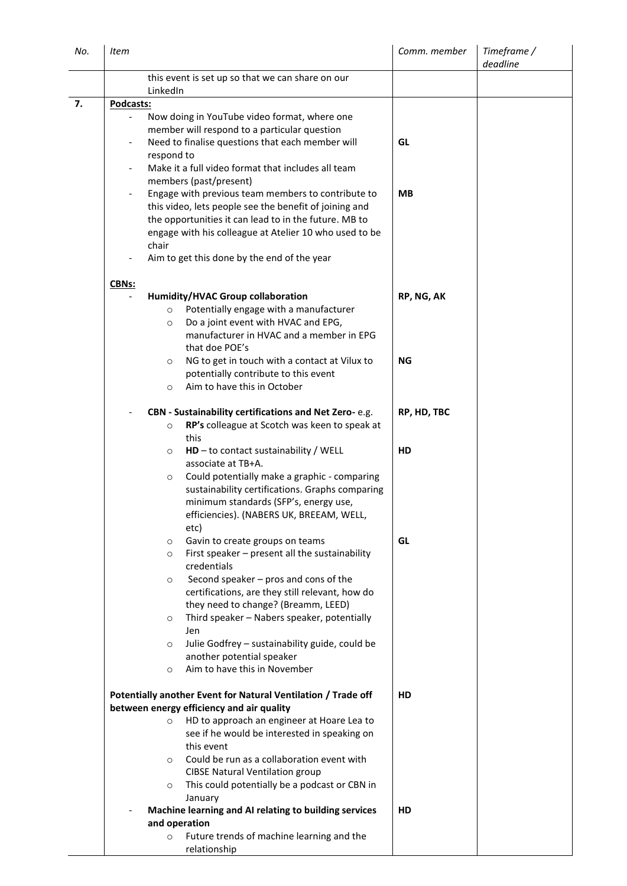| No. | Item | Comm. member | Timeframe / deadline |
|---|---|---|---|
| | this event is set up so that we can share on our LinkedIn | | |
| **7.** | **Podcasts:**<br>- Now doing in YouTube video format, where one member will respond to a particular question<br>- Need to finalise questions that each member will respond to<br>- Make it a full video format that includes all team members (past/present)<br>- Engage with previous team members to contribute to this video, lets people see the benefit of joining and the opportunities it can lead to in the future. MB to engage with his colleague at Atelier 10 who used to be chair<br>- Aim to get this done by the end of the year | <br><br>**GL**<br><br>**MB** | |
| | **CBNs:**<br>- **Humidity/HVAC Group collaboration**<br>  ○ Potentially engage with a manufacturer<br>  ○ Do a joint event with HVAC and EPG, manufacturer in HVAC and a member in EPG that doe POE's<br>  ○ NG to get in touch with a contact at Vilux to potentially contribute to this event<br>  ○ Aim to have this in October | <br>**RP, NG, AK**<br><br><br>**NG** | |
| | - **CBN - Sustainability certifications and Net Zero-** e.g.<br>  ○ **RP's** colleague at Scotch was keen to speak at this<br>  ○ **HD** – to contact sustainability / WELL associate at TB+A.<br>  ○ Could potentially make a graphic - comparing sustainability certifications. Graphs comparing minimum standards (SFP's, energy use, efficiencies). (NABERS UK, BREEAM, WELL, etc)<br>  ○ Gavin to create groups on teams<br>  ○ First speaker – present all the sustainability credentials<br>  ○ Second speaker – pros and cons of the certifications, are they still relevant, how do they need to change? (Breamm, LEED)<br>  ○ Third speaker – Nabers speaker, potentially Jen<br>  ○ Julie Godfrey – sustainability guide, could be another potential speaker<br>  ○ Aim to have this in November | **RP, HD, TBC**<br><br>**HD**<br><br><br>**GL** | |
| | **Potentially another Event for Natural Ventilation / Trade off between energy efficiency and air quality**<br>  ○ HD to approach an engineer at Hoare Lea to see if he would be interested in speaking on this event<br>  ○ Could be run as a collaboration event with CIBSE Natural Ventilation group<br>  ○ This could potentially be a podcast or CBN in January | **HD** | |
| | - **Machine learning and AI relating to building services and operation**<br>  ○ Future trends of machine learning and the relationship | **HD** | |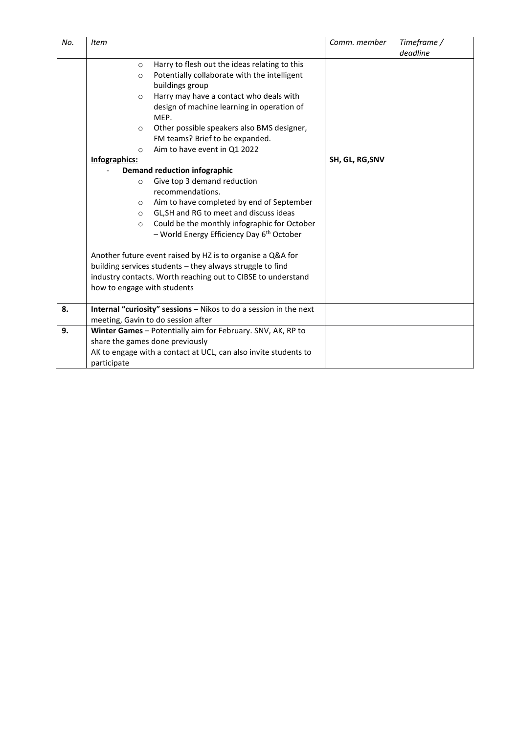| No. | Item | Comm. member | Timeframe / deadline |
|---|---|---|---|
| | ○ Harry to flesh out the ideas relating to this<br>○ Potentially collaborate with the intelligent buildings group<br>○ Harry may have a contact who deals with design of machine learning in operation of MEP.<br>○ Other possible speakers also BMS designer, FM teams? Brief to be expanded.<br>○ Aim to have event in Q1 2022<br>**Infographics:**<br>- **Demand reduction infographic**<br>○ Give top 3 demand reduction recommendations.<br>○ Aim to have completed by end of September<br>○ GL,SH and RG to meet and discuss ideas<br>○ Could be the monthly infographic for October – World Energy Efficiency Day 6th October<br><br>Another future event raised by HZ is to organise a Q&A for building services students – they always struggle to find industry contacts. Worth reaching out to CIBSE to understand how to engage with students | **SH, GL, RG,SNV** | |
| **8.** | **Internal "curiosity" sessions –** Nikos to do a session in the next meeting, Gavin to do session after | | |
| **9.** | **Winter Games** – Potentially aim for February. SNV, AK, RP to share the games done previously<br>AK to engage with a contact at UCL, can also invite students to participate | | |